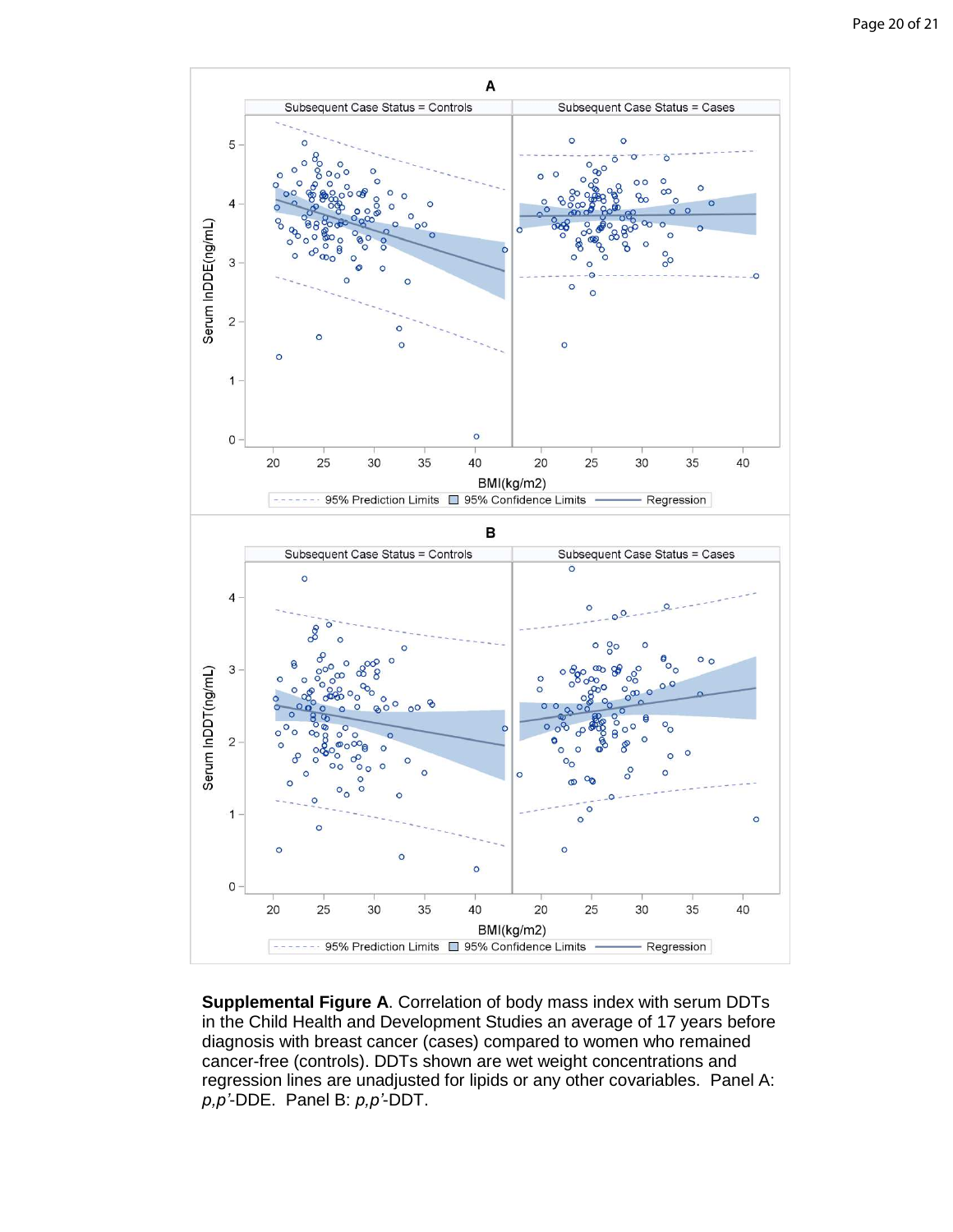**Supplemental Figure A**. Correlation of body mass index with serum DDTs in the Child Health and Development Studies an average of 17 years before diagnosis with breast cancer (cases) compared to women who remained cancer-free (controls). DDTs shown are wet weight concentrations and regression lines are unadjusted for lipids or any other covariables. Panel A: *p,p'*-DDE. Panel B: *p,p'*-DDT.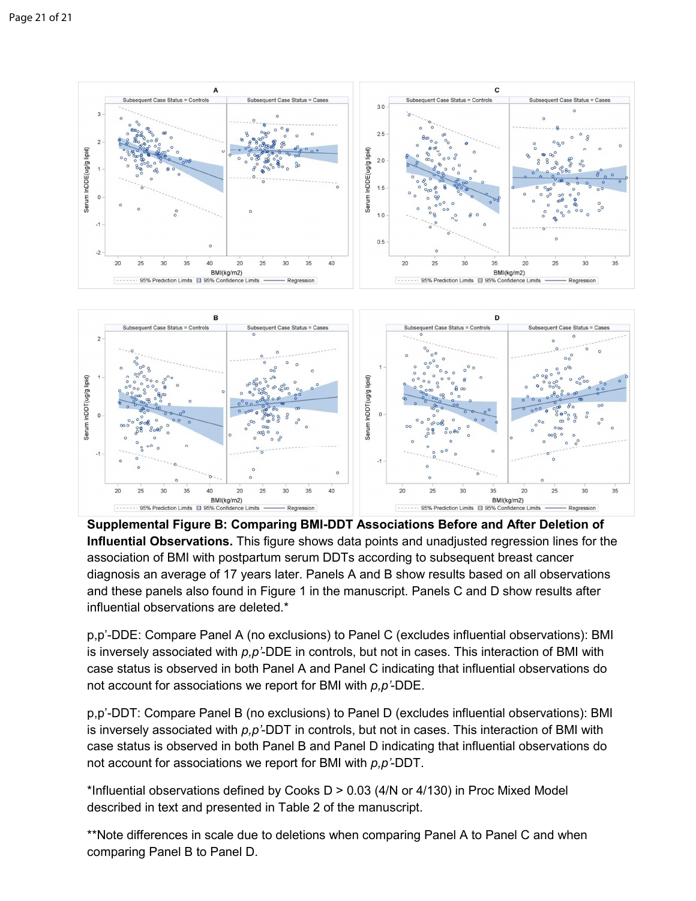A

Subsequent Case Status = Controls

Subsequent Case Status = Cases

Serum lnDDE(ug/g lipid)

3
2
1
0
-1
-2

20 25 30 35 40 20 25 30 35 40

BMI(kg/m2)

95% Prediction Limits 95% Confidence Limits Regression

C

Subsequent Case Status = Controls

Subsequent Case Status = Cases

Serum lnDDE(ug/g lipid)

3.0
2.5
2.0
1.5
1.0
0.5

20 25 30 35 20 25 30 35

BMI(kg/m2)

95% Prediction Limits 95% Confidence Limits Regression

B

Subsequent Case Status = Controls

Subsequent Case Status = Cases

Serum lnDDT(ug/g lipid)

2
1
0
-1

20 25 30 35 40 20 25 30 35 40

BMI(kg/m2)

95% Prediction Limits 95% Confidence Limits Regression

D

Subsequent Case Status = Controls

Subsequent Case Status = Cases

Serum lnDDT(ug/g lipid)

1
0
-1

20 25 30 35 20 25 30 35

BMI(kg/m2)

95% Prediction Limits 95% Confidence Limits Regression

**Supplemental Figure B: Comparing BMI-DDT Associations Before and After Deletion of Influential Observations.** This figure shows data points and unadjusted regression lines for the association of BMI with postpartum serum DDTs according to subsequent breast cancer diagnosis an average of 17 years later. Panels A and B show results based on all observations and these panels also found in Figure 1 in the manuscript. Panels C and D show results after influential observations are deleted.*

p,p'-DDE: Compare Panel A (no exclusions) to Panel C (excludes influential observations): BMI is inversely associated with *p,p'*-DDE in controls, but not in cases. This interaction of BMI with case status is observed in both Panel A and Panel C indicating that influential observations do not account for associations we report for BMI with *p,p'*-DDE.

p,p'-DDT: Compare Panel B (no exclusions) to Panel D (excludes influential observations): BMI is inversely associated with *p,p'*-DDT in controls, but not in cases. This interaction of BMI with case status is observed in both Panel B and Panel D indicating that influential observations do not account for associations we report for BMI with *p,p'*-DDT.

*Influential observations defined by Cooks D > 0.03 (4/N or 4/130) in Proc Mixed Model described in text and presented in Table 2 of the manuscript.

**Note differences in scale due to deletions when comparing Panel A to Panel C and when comparing Panel B to Panel D.